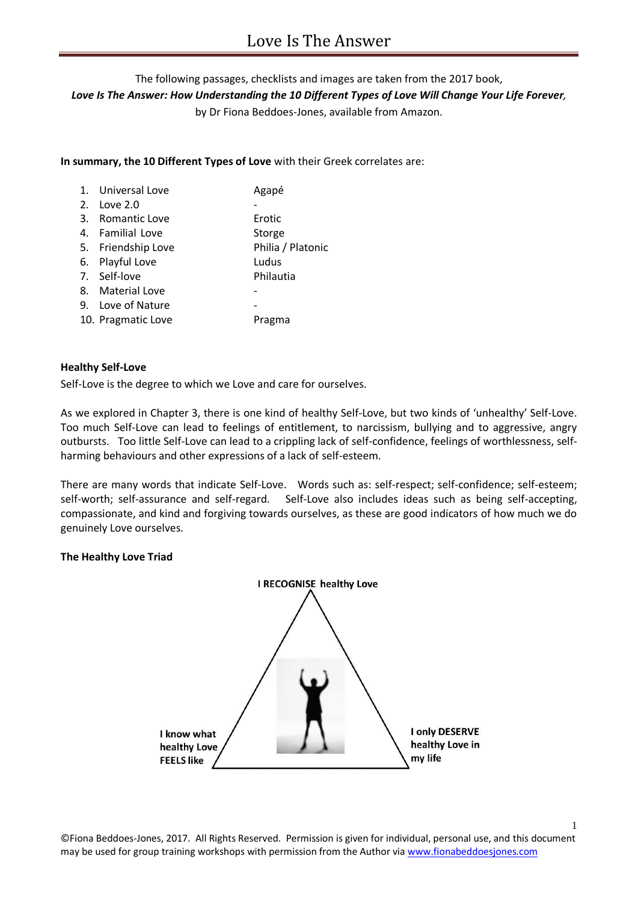# Love Is The Answer

The following passages, checklists and images are taken from the 2017 book,
***Love Is The Answer: How Understanding the 10 Different Types of Love Will Change Your Life Forever,***
by Dr Fiona Beddoes-Jones, available from Amazon.

**In summary, the 10 Different Types of Love** with their Greek correlates are:

| | Type of Love | Greek correlate |
|---|---|---|
| 1. | Universal Love | Agapé |
| 2. | Love 2.0 | - |
| 3. | Romantic Love | Erotic |
| 4. | Familial Love | Storge |
| 5. | Friendship Love | Philia / Platonic |
| 6. | Playful Love | Ludus |
| 7. | Self-love | Philautia |
| 8. | Material Love | - |
| 9. | Love of Nature | - |
| 10. | Pragmatic Love | Pragma |

**Healthy Self-Love**

Self-Love is the degree to which we Love and care for ourselves.

As we explored in Chapter 3, there is one kind of healthy Self-Love, but two kinds of 'unhealthy' Self-Love. Too much Self-Love can lead to feelings of entitlement, to narcissism, bullying and to aggressive, angry outbursts. Too little Self-Love can lead to a crippling lack of self-confidence, feelings of worthlessness, self-harming behaviours and other expressions of a lack of self-esteem.

There are many words that indicate Self-Love. Words such as: self-respect; self-confidence; self-esteem; self-worth; self-assurance and self-regard. Self-Love also includes ideas such as being self-accepting, compassionate, and kind and forgiving towards ourselves, as these are good indicators of how much we do genuinely Love ourselves.

**The Healthy Love Triad**

**I RECOGNISE healthy Love**

**I know what healthy Love FEELS like**

**I only DESERVE healthy Love in my life**

©Fiona Beddoes-Jones, 2017. All Rights Reserved. Permission is given for individual, personal use, and this document may be used for group training workshops with permission from the Author via www.fionabeddoesjones.com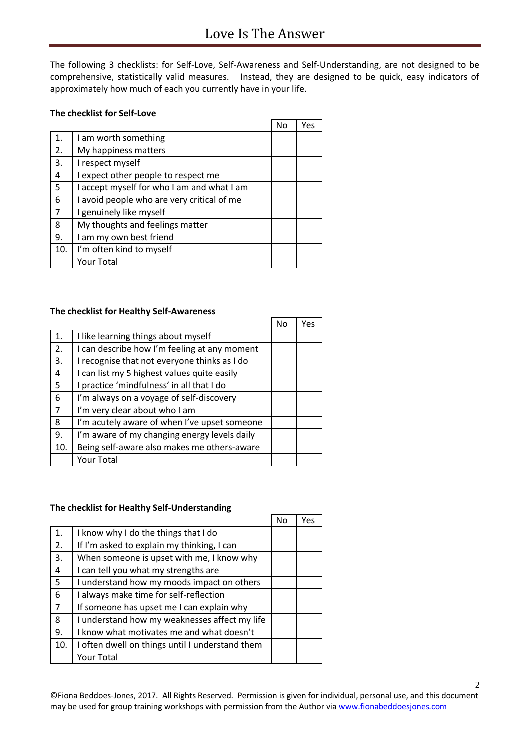The following 3 checklists: for Self-Love, Self-Awareness and Self-Understanding, are not designed to be comprehensive, statistically valid measures. Instead, they are designed to be quick, easy indicators of approximately how much of each you currently have in your life.

**The checklist for Self-Love**

| | | No | Yes |
|---|---|---|---|
| 1. | I am worth something | | |
| 2. | My happiness matters | | |
| 3. | I respect myself | | |
| 4 | I expect other people to respect me | | |
| 5 | I accept myself for who I am and what I am | | |
| 6 | I avoid people who are very critical of me | | |
| 7 | I genuinely like myself | | |
| 8 | My thoughts and feelings matter | | |
| 9. | I am my own best friend | | |
| 10. | I'm often kind to myself | | |
| | Your Total | | |

**The checklist for Healthy Self-Awareness**

| | | No | Yes |
|---|---|---|---|
| 1. | I like learning things about myself | | |
| 2. | I can describe how I'm feeling at any moment | | |
| 3. | I recognise that not everyone thinks as I do | | |
| 4 | I can list my 5 highest values quite easily | | |
| 5 | I practice 'mindfulness' in all that I do | | |
| 6 | I'm always on a voyage of self-discovery | | |
| 7 | I'm very clear about who I am | | |
| 8 | I'm acutely aware of when I've upset someone | | |
| 9. | I'm aware of my changing energy levels daily | | |
| 10. | Being self-aware also makes me others-aware | | |
| | Your Total | | |

**The checklist for Healthy Self-Understanding**

| | | No | Yes |
|---|---|---|---|
| 1. | I know why I do the things that I do | | |
| 2. | If I'm asked to explain my thinking, I can | | |
| 3. | When someone is upset with me, I know why | | |
| 4 | I can tell you what my strengths are | | |
| 5 | I understand how my moods impact on others | | |
| 6 | I always make time for self-reflection | | |
| 7 | If someone has upset me I can explain why | | |
| 8 | I understand how my weaknesses affect my life | | |
| 9. | I know what motivates me and what doesn't | | |
| 10. | I often dwell on things until I understand them | | |
| | Your Total | | |

©Fiona Beddoes-Jones, 2017. All Rights Reserved. Permission is given for individual, personal use, and this document may be used for group training workshops with permission from the Author via www.fionabeddoesjones.com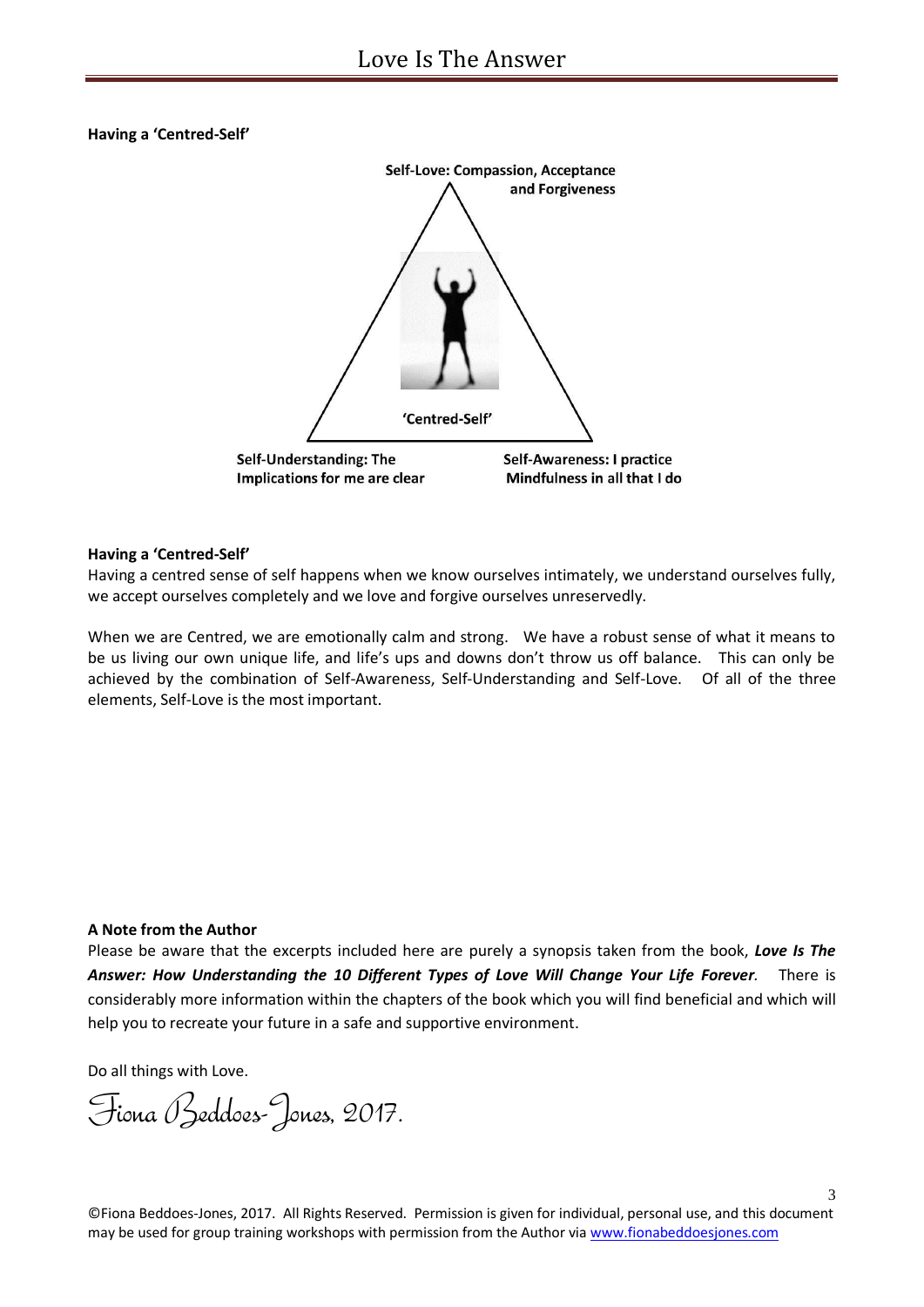**Having a 'Centred-Self'**

Self-Love: Compassion, Acceptance and Forgiveness

'Centred-Self'

Self-Understanding: The Implications for me are clear

Self-Awareness: I practice Mindfulness in all that I do

**Having a 'Centred-Self'**

Having a centred sense of self happens when we know ourselves intimately, we understand ourselves fully, we accept ourselves completely and we love and forgive ourselves unreservedly.

When we are Centred, we are emotionally calm and strong. We have a robust sense of what it means to be us living our own unique life, and life's ups and downs don't throw us off balance. This can only be achieved by the combination of Self-Awareness, Self-Understanding and Self-Love. Of all of the three elements, Self-Love is the most important.

**A Note from the Author**

Please be aware that the excerpts included here are purely a synopsis taken from the book, ***Love Is The Answer: How Understanding the 10 Different Types of Love Will Change Your Life Forever***. There is considerably more information within the chapters of the book which you will find beneficial and which will help you to recreate your future in a safe and supportive environment.

Do all things with Love.

Fiona Beddoes-Jones, 2017.

©Fiona Beddoes-Jones, 2017. All Rights Reserved. Permission is given for individual, personal use, and this document may be used for group training workshops with permission from the Author via www.fionabeddoesjones.com